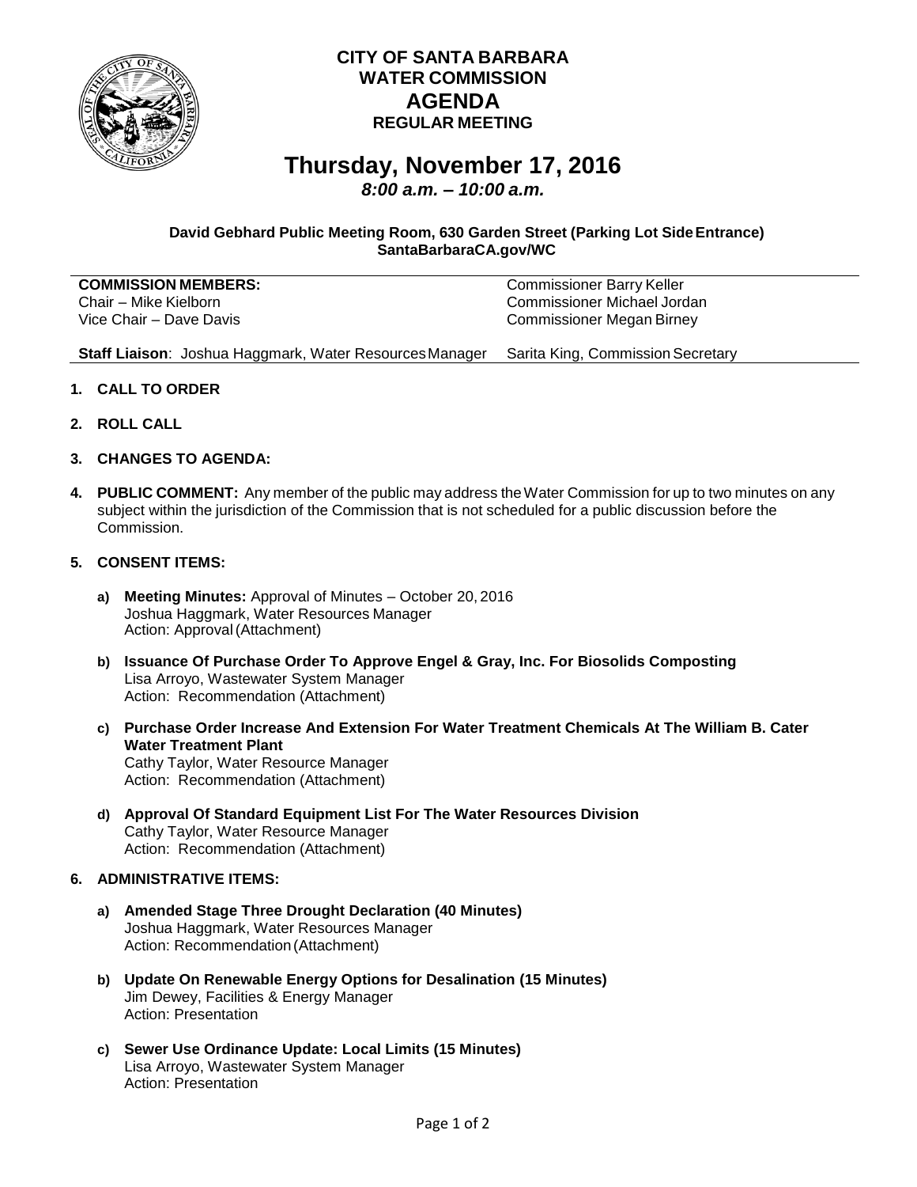# CITY OF SANTA BARBARA
# WATER COMMISSION
# AGENDA
## REGULAR MEETING

# Thursday, November 17, 2016

***8:00 a.m. – 10:00 a.m.***

**David Gebhard Public Meeting Room, 630 Garden Street (Parking Lot Side Entrance)**
**SantaBarbaraCA.gov/WC**

**COMMISSION MEMBERS:**
Chair – Mike Kielborn
Vice Chair – Dave Davis
Commissioner Barry Keller
Commissioner Michael Jordan
Commissioner Megan Birney

**Staff Liaison**: Joshua Haggmark, Water Resources Manager
Sarita King, Commission Secretary

1. **CALL TO ORDER**

2. **ROLL CALL**

3. **CHANGES TO AGENDA:**

4. **PUBLIC COMMENT:** Any member of the public may address the Water Commission for up to two minutes on any subject within the jurisdiction of the Commission that is not scheduled for a public discussion before the Commission.

5. **CONSENT ITEMS:**

   a) **Meeting Minutes:** Approval of Minutes – October 20, 2016
   Joshua Haggmark, Water Resources Manager
   Action: Approval (Attachment)

   b) **Issuance Of Purchase Order To Approve Engel & Gray, Inc. For Biosolids Composting**
   Lisa Arroyo, Wastewater System Manager
   Action: Recommendation (Attachment)

   c) **Purchase Order Increase And Extension For Water Treatment Chemicals At The William B. Cater Water Treatment Plant**
   Cathy Taylor, Water Resource Manager
   Action: Recommendation (Attachment)

   d) **Approval Of Standard Equipment List For The Water Resources Division**
   Cathy Taylor, Water Resource Manager
   Action: Recommendation (Attachment)

6. **ADMINISTRATIVE ITEMS:**

   a) **Amended Stage Three Drought Declaration (40 Minutes)**
   Joshua Haggmark, Water Resources Manager
   Action: Recommendation (Attachment)

   b) **Update On Renewable Energy Options for Desalination (15 Minutes)**
   Jim Dewey, Facilities & Energy Manager
   Action: Presentation

   c) **Sewer Use Ordinance Update: Local Limits (15 Minutes)**
   Lisa Arroyo, Wastewater System Manager
   Action: Presentation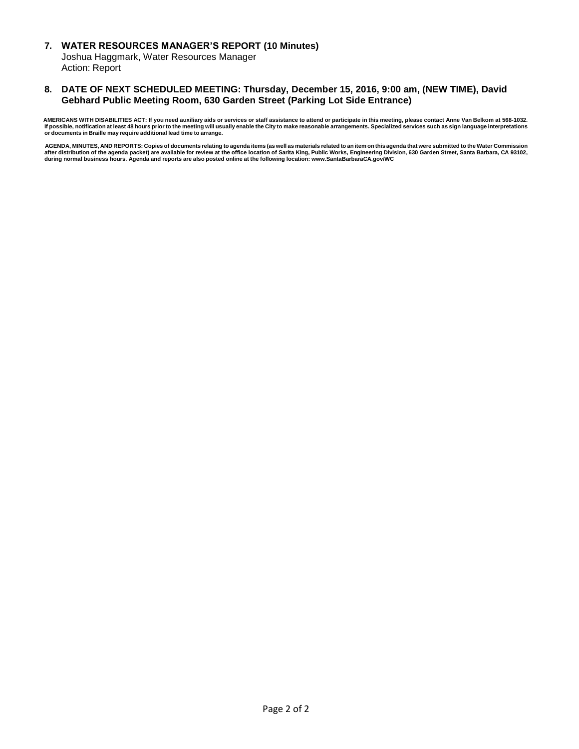**7. WATER RESOURCES MANAGER'S REPORT (10 Minutes)**
Joshua Haggmark, Water Resources Manager
Action: Report

**8. DATE OF NEXT SCHEDULED MEETING: Thursday, December 15, 2016, 9:00 am, (NEW TIME), David Gebhard Public Meeting Room, 630 Garden Street (Parking Lot Side Entrance)**

**AMERICANS WITH DISABILITIES ACT: If you need auxiliary aids or services or staff assistance to attend or participate in this meeting, please contact Anne Van Belkom at 568-1032. If possible, notification at least 48 hours prior to the meeting will usually enable the City to make reasonable arrangements. Specialized services such as sign language interpretations or documents in Braille may require additional lead time to arrange.**

**AGENDA, MINUTES, AND REPORTS: Copies of documents relating to agenda items (as well as materials related to an item on this agenda that were submitted to the Water Commission after distribution of the agenda packet) are available for review at the office location of Sarita King, Public Works, Engineering Division, 630 Garden Street, Santa Barbara, CA 93102, during normal business hours. Agenda and reports are also posted online at the following location: www.SantaBarbaraCA.gov/WC**